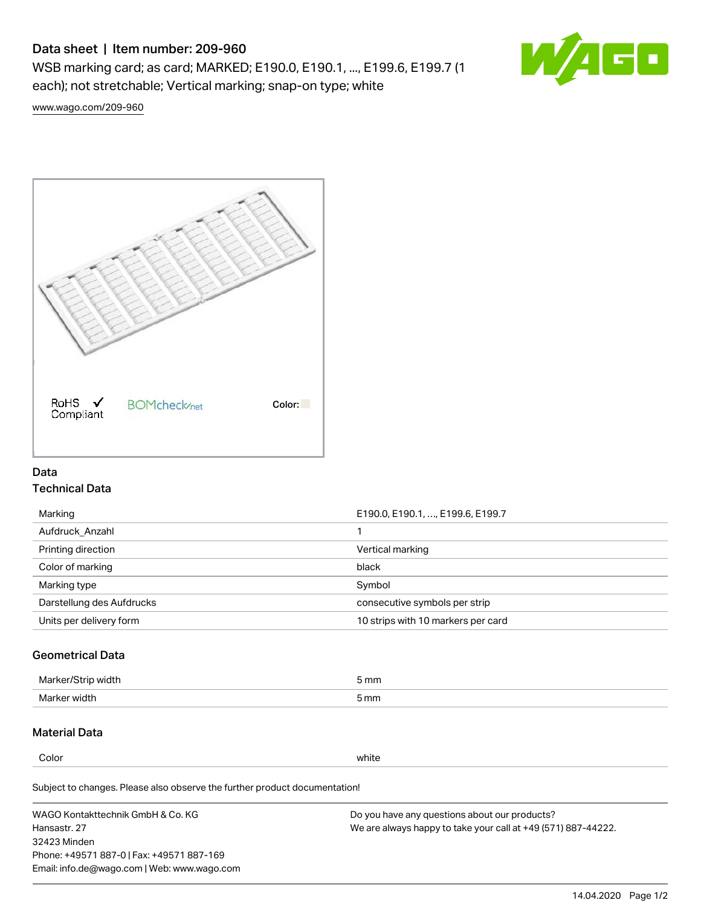# Data sheet | Item number: 209-960

WSB marking card; as card; MARKED; E190.0, E190.1, ..., E199.6, E199.7 (1 each); not stretchable; Vertical marking; snap-on type; white

www.wago.com/209-960

RoHS ✓ Compliant    BOMcheck.net    Color:

## Data

### Technical Data

| | |
|---|---|
| Marking | E190.0, E190.1, ..., E199.6, E199.7 |
| Aufdruck_Anzahl | 1 |
| Printing direction | Vertical marking |
| Color of marking | black |
| Marking type | Symbol |
| Darstellung des Aufdrucks | consecutive symbols per strip |
| Units per delivery form | 10 strips with 10 markers per card |

### Geometrical Data

| | |
|---|---|
| Marker/Strip width | 5 mm |
| Marker width | 5 mm |

### Material Data

| | |
|---|---|
| Color | white |

Subject to changes. Please also observe the further product documentation!

WAGO Kontakttechnik GmbH & Co. KG
Hansastr. 27
32423 Minden
Phone: +49571 887-0 | Fax: +49571 887-169
Email: info.de@wago.com | Web: www.wago.com

Do you have any questions about our products?
We are always happy to take your call at +49 (571) 887-44222.

14.04.2020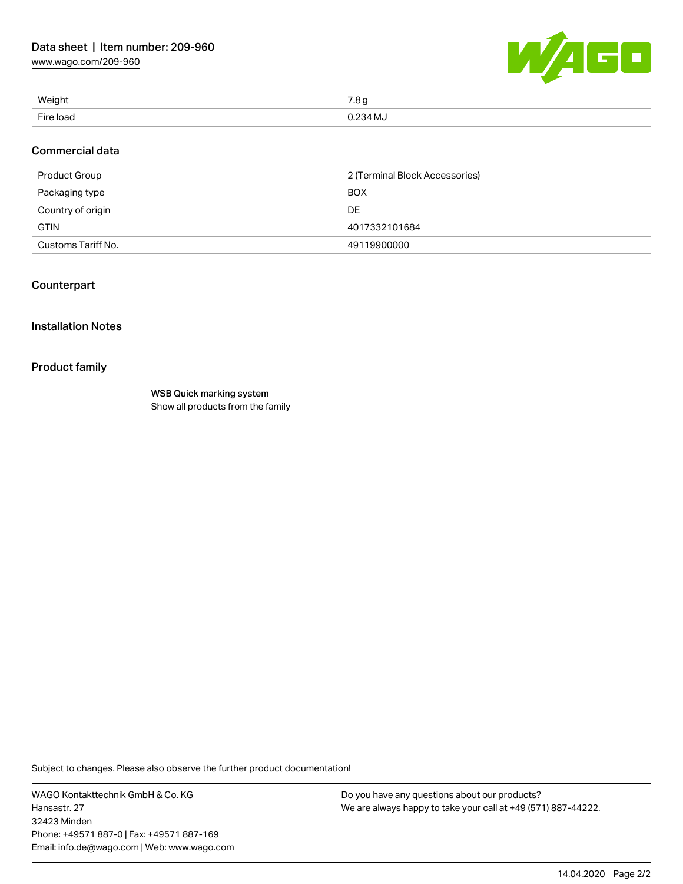| | |
|---|---|
| Weight | 7.8 g |
| Fire load | 0.234 MJ |

## Commercial data

| | |
|---|---|
| Product Group | 2 (Terminal Block Accessories) |
| Packaging type | BOX |
| Country of origin | DE |
| GTIN | 4017332101684 |
| Customs Tariff No. | 49119900000 |

## Counterpart

## Installation Notes

## Product family

WSB Quick marking system
Show all products from the family

Subject to changes. Please also observe the further product documentation!

WAGO Kontakttechnik GmbH & Co. KG
Hansastr. 27
32423 Minden
Phone: +49571 887-0 | Fax: +49571 887-169
Email: info.de@wago.com | Web: www.wago.com

Do you have any questions about our products?
We are always happy to take your call at +49 (571) 887-44222.

14.04.2020